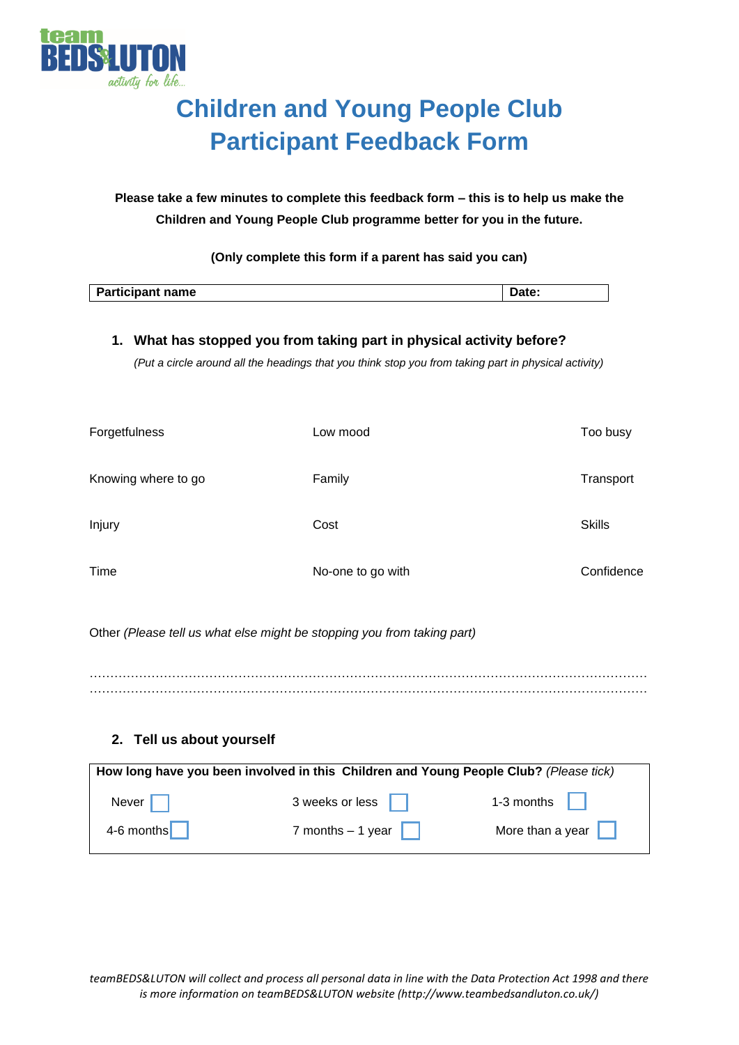# Children and Young People Club Participant Feedback Form

**Please take a few minutes to complete this feedback form – this is to help us make the Children and Young People Club programme better for you in the future.**

**(Only complete this form if a parent has said you can)**

| **Participant name** | **Date:** |
|---|---|

### 1. What has stopped you from taking part in physical activity before?

*(Put a circle around all the headings that you think stop you from taking part in physical activity)*

| | | |
|---|---|---|
| Forgetfulness | Low mood | Too busy |
| Knowing where to go | Family | Transport |
| Injury | Cost | Skills |
| Time | No-one to go with | Confidence |

Other *(Please tell us what else might be stopping you from taking part)*

……………………………………………………………………………………………………………………
……………………………………………………………………………………………………………………

### 2. Tell us about yourself

| **How long have you been involved in this Children and Young People Club?** *(Please tick)* | | |
|---|---|---|
| Never ☐ | 3 weeks or less ☐ | 1-3 months ☐ |
| 4-6 months ☐ | 7 months – 1 year ☐ | More than a year ☐ |

*teamBEDS&LUTON will collect and process all personal data in line with the Data Protection Act 1998 and there is more information on teamBEDS&LUTON website (http://www.teambedsandluton.co.uk/)*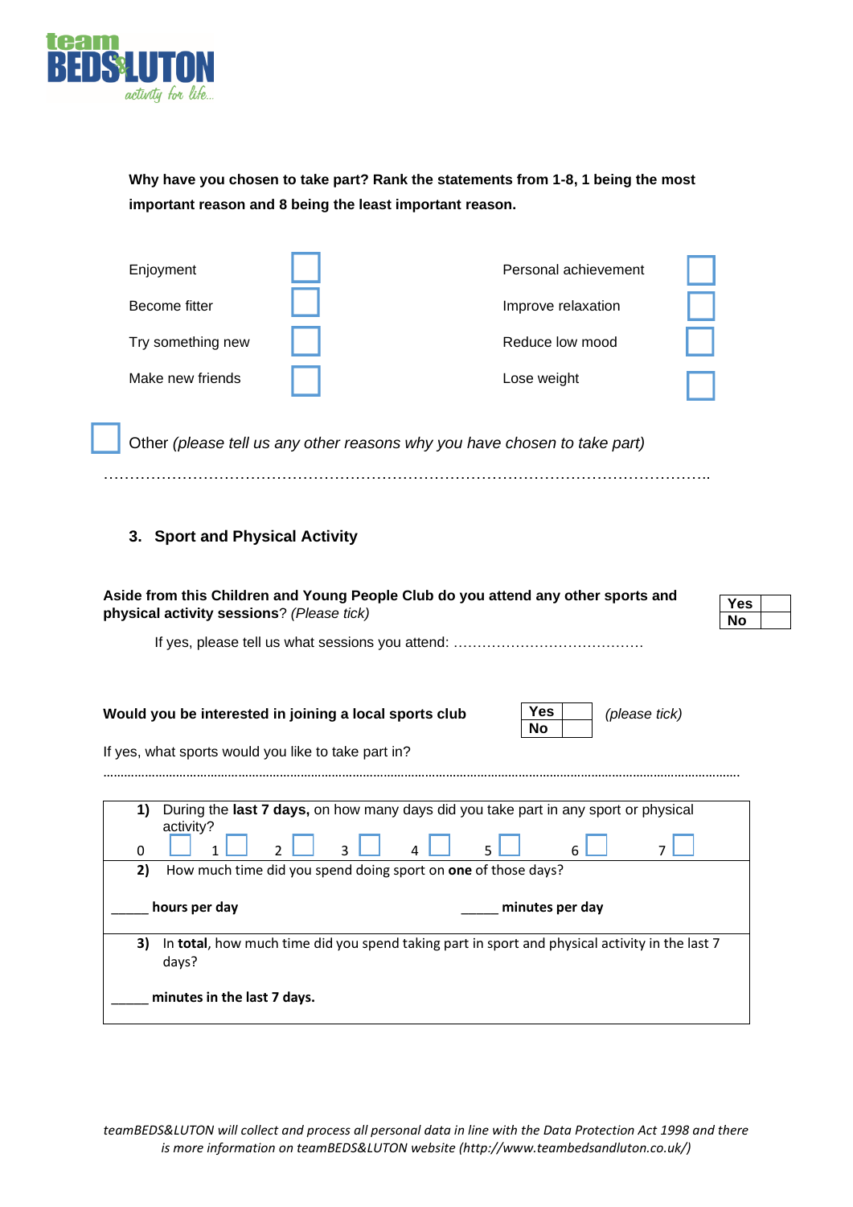**Why have you chosen to take part? Rank the statements from 1-8, 1 being the most important reason and 8 being the least important reason.**

| | | | |
|---|---|---|---|
| Enjoyment | ☐ | Personal achievement | ☐ |
| Become fitter | ☐ | Improve relaxation | ☐ |
| Try something new | ☐ | Reduce low mood | ☐ |
| Make new friends | ☐ | Lose weight | ☐ |

☐ Other *(please tell us any other reasons why you have chosen to take part)*

……………………………………………………………………………………………………..

## 3. Sport and Physical Activity

**Aside from this Children and Young People Club do you attend any other sports and physical activity sessions**? *(Please tick)*

| **Yes** | |
|---|---|
| **No** | |

If yes, please tell us what sessions you attend: …………………………………

**Would you be interested in joining a local sports club** *(please tick)*

| **Yes** | |
|---|---|
| **No** | |

If yes, what sports would you like to take part in?

……………………………………………………………………………………………………………………………………………………………

**1)** During the **last 7 days,** on how many days did you take part in any sport or physical activity?

0 ☐ 1 ☐ 2 ☐ 3 ☐ 4 ☐ 5 ☐ 6 ☐ 7 ☐

**2)** How much time did you spend doing sport on **one** of those days?

_____ **hours per day** _____ **minutes per day**

**3)** In **total**, how much time did you spend taking part in sport and physical activity in the last 7 days?

_____ **minutes in the last 7 days.**

*teamBEDS&LUTON will collect and process all personal data in line with the Data Protection Act 1998 and there is more information on teamBEDS&LUTON website (http://www.teambedsandluton.co.uk/)*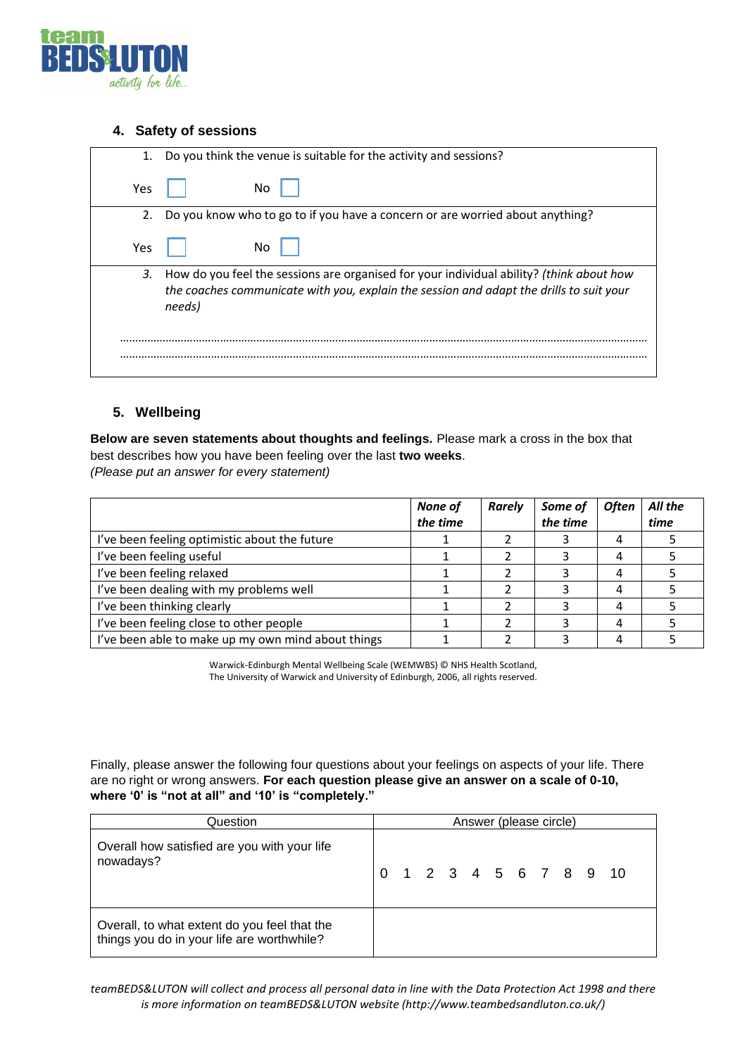### 4. Safety of sessions

1. Do you think the venue is suitable for the activity and sessions?

Yes ☐ No ☐

2. Do you know who to go to if you have a concern or are worried about anything?

Yes ☐ No ☐

3. How do you feel the sessions are organised for your individual ability? *(think about how the coaches communicate with you, explain the session and adapt the drills to suit your needs)*

…………………………………………………………………………………………………………………………………………………………

…………………………………………………………………………………………………………………………………………………………

### 5. Wellbeing

**Below are seven statements about thoughts and feelings.** Please mark a cross in the box that best describes how you have been feeling over the last **two weeks**.
*(Please put an answer for every statement)*

| | *None of the time* | *Rarely* | *Some of the time* | *Often* | *All the time* |
|---|---|---|---|---|---|
| I've been feeling optimistic about the future | 1 | 2 | 3 | 4 | 5 |
| I've been feeling useful | 1 | 2 | 3 | 4 | 5 |
| I've been feeling relaxed | 1 | 2 | 3 | 4 | 5 |
| I've been dealing with my problems well | 1 | 2 | 3 | 4 | 5 |
| I've been thinking clearly | 1 | 2 | 3 | 4 | 5 |
| I've been feeling close to other people | 1 | 2 | 3 | 4 | 5 |
| I've been able to make up my own mind about things | 1 | 2 | 3 | 4 | 5 |

Warwick-Edinburgh Mental Wellbeing Scale (WEMWBS) © NHS Health Scotland, The University of Warwick and University of Edinburgh, 2006, all rights reserved.

Finally, please answer the following four questions about your feelings on aspects of your life. There are no right or wrong answers. **For each question please give an answer on a scale of 0-10, where '0' is "not at all" and '10' is "completely."**

| Question | Answer (please circle) |
|---|---|
| Overall how satisfied are you with your life nowadays? | 0 1 2 3 4 5 6 7 8 9 10 |
| Overall, to what extent do you feel that the things you do in your life are worthwhile? | |

*teamBEDS&LUTON will collect and process all personal data in line with the Data Protection Act 1998 and there is more information on teamBEDS&LUTON website (http://www.teambedsandluton.co.uk/)*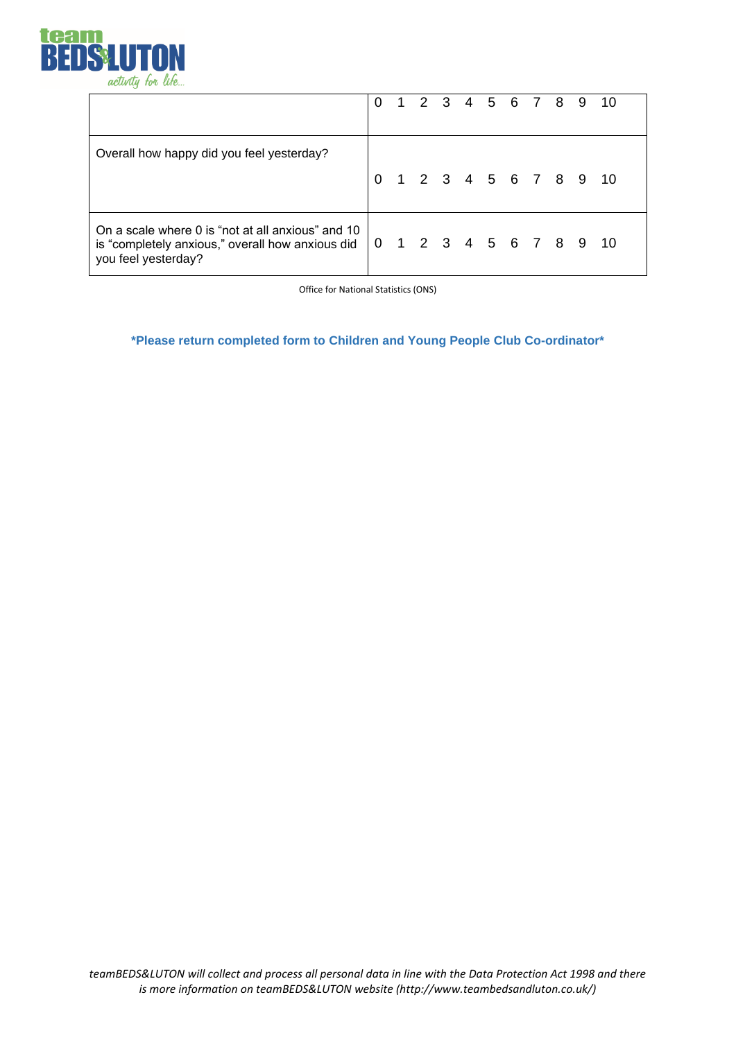| | 0 1 2 3 4 5 6 7 8 9 10 |
|---|---|
| Overall how happy did you feel yesterday? | 0 1 2 3 4 5 6 7 8 9 10 |
| On a scale where 0 is "not at all anxious" and 10 is "completely anxious," overall how anxious did you feel yesterday? | 0 1 2 3 4 5 6 7 8 9 10 |

Office for National Statistics (ONS)

***Please return completed form to Children and Young People Club Co-ordinator***

*teamBEDS&LUTON will collect and process all personal data in line with the Data Protection Act 1998 and there is more information on teamBEDS&LUTON website (http://www.teambedsandluton.co.uk/)*